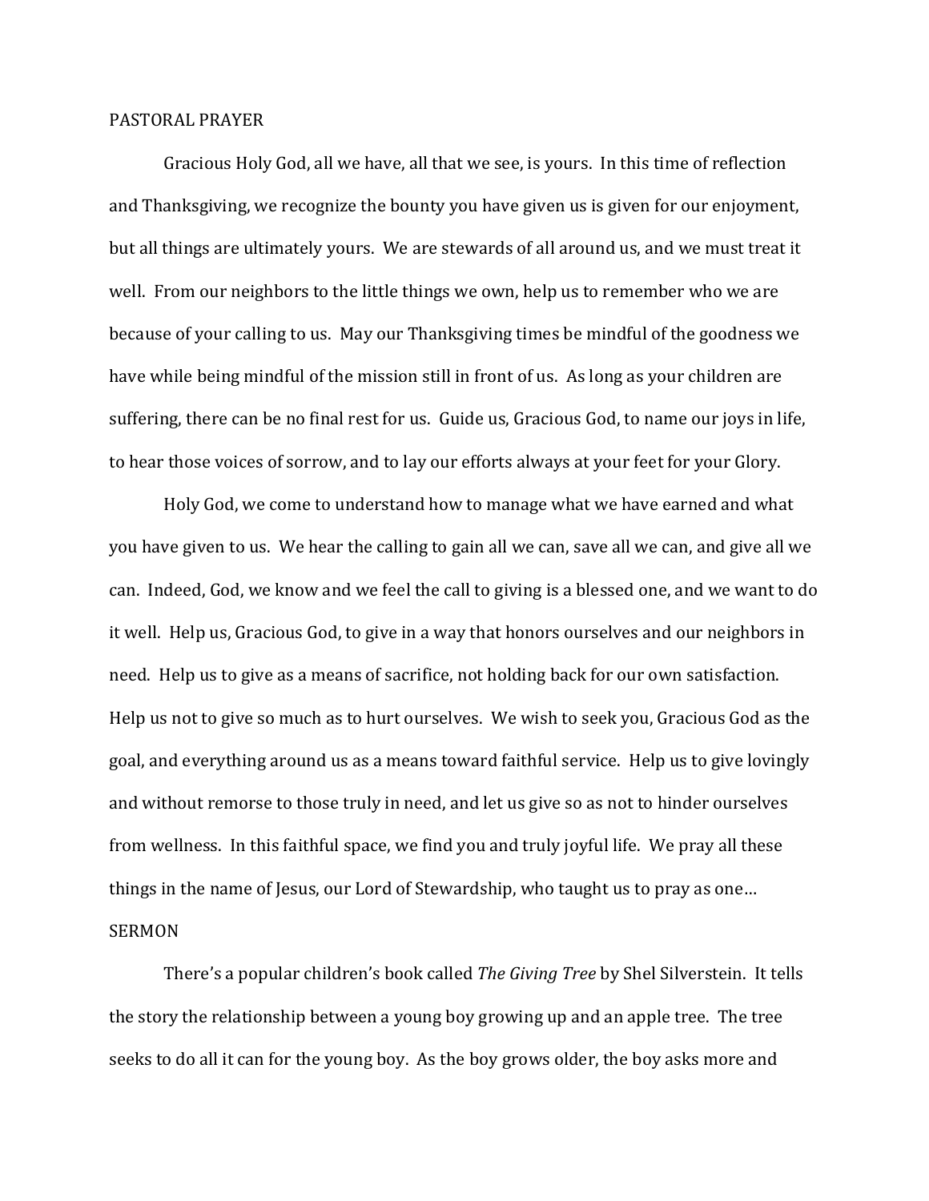PASTORAL PRAYER

Gracious Holy God, all we have, all that we see, is yours. In this time of reflection and Thanksgiving, we recognize the bounty you have given us is given for our enjoyment, but all things are ultimately yours. We are stewards of all around us, and we must treat it well. From our neighbors to the little things we own, help us to remember who we are because of your calling to us. May our Thanksgiving times be mindful of the goodness we have while being mindful of the mission still in front of us. As long as your children are suffering, there can be no final rest for us. Guide us, Gracious God, to name our joys in life, to hear those voices of sorrow, and to lay our efforts always at your feet for your Glory.

Holy God, we come to understand how to manage what we have earned and what you have given to us. We hear the calling to gain all we can, save all we can, and give all we can. Indeed, God, we know and we feel the call to giving is a blessed one, and we want to do it well. Help us, Gracious God, to give in a way that honors ourselves and our neighbors in need. Help us to give as a means of sacrifice, not holding back for our own satisfaction. Help us not to give so much as to hurt ourselves. We wish to seek you, Gracious God as the goal, and everything around us as a means toward faithful service. Help us to give lovingly and without remorse to those truly in need, and let us give so as not to hinder ourselves from wellness. In this faithful space, we find you and truly joyful life. We pray all these things in the name of Jesus, our Lord of Stewardship, who taught us to pray as one…

SERMON

There's a popular children's book called *The Giving Tree* by Shel Silverstein. It tells the story the relationship between a young boy growing up and an apple tree. The tree seeks to do all it can for the young boy. As the boy grows older, the boy asks more and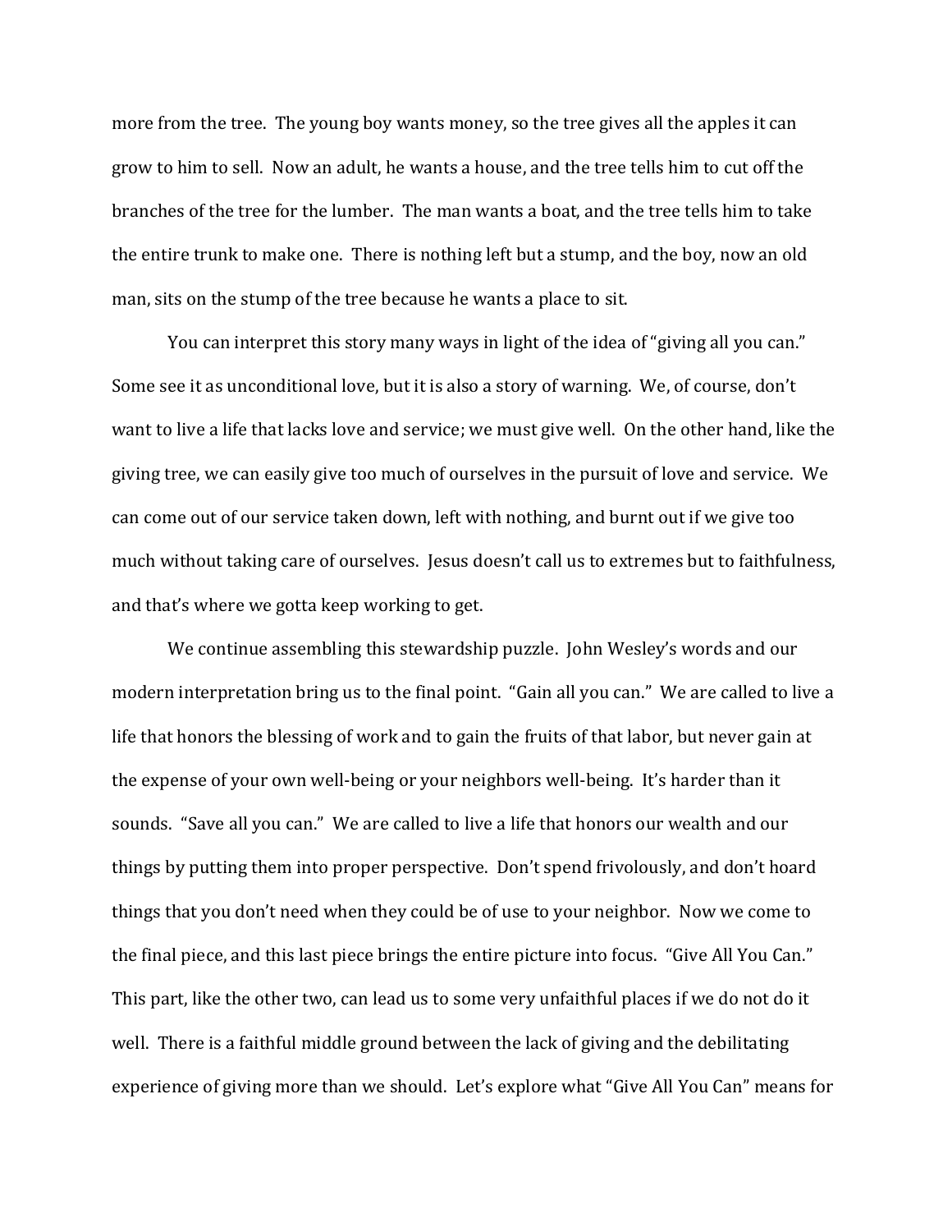more from the tree. The young boy wants money, so the tree gives all the apples it can grow to him to sell. Now an adult, he wants a house, and the tree tells him to cut off the branches of the tree for the lumber. The man wants a boat, and the tree tells him to take the entire trunk to make one. There is nothing left but a stump, and the boy, now an old man, sits on the stump of the tree because he wants a place to sit.

You can interpret this story many ways in light of the idea of "giving all you can." Some see it as unconditional love, but it is also a story of warning. We, of course, don't want to live a life that lacks love and service; we must give well. On the other hand, like the giving tree, we can easily give too much of ourselves in the pursuit of love and service. We can come out of our service taken down, left with nothing, and burnt out if we give too much without taking care of ourselves. Jesus doesn't call us to extremes but to faithfulness, and that's where we gotta keep working to get.

We continue assembling this stewardship puzzle. John Wesley's words and our modern interpretation bring us to the final point. "Gain all you can." We are called to live a life that honors the blessing of work and to gain the fruits of that labor, but never gain at the expense of your own well-being or your neighbors well-being. It's harder than it sounds. "Save all you can." We are called to live a life that honors our wealth and our things by putting them into proper perspective. Don't spend frivolously, and don't hoard things that you don't need when they could be of use to your neighbor. Now we come to the final piece, and this last piece brings the entire picture into focus. "Give All You Can." This part, like the other two, can lead us to some very unfaithful places if we do not do it well. There is a faithful middle ground between the lack of giving and the debilitating experience of giving more than we should. Let's explore what "Give All You Can" means for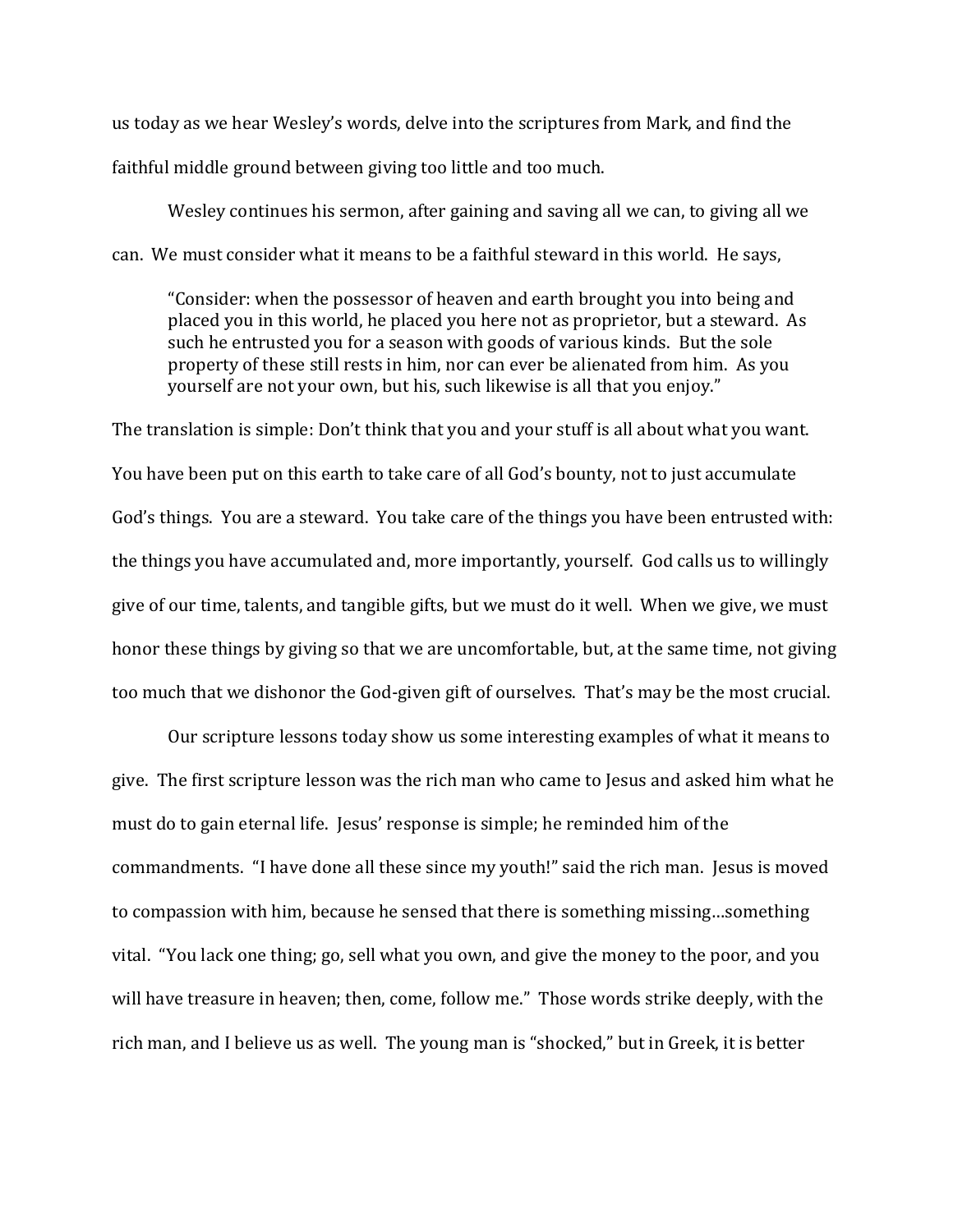us today as we hear Wesley's words, delve into the scriptures from Mark, and find the faithful middle ground between giving too little and too much.

Wesley continues his sermon, after gaining and saving all we can, to giving all we can. We must consider what it means to be a faithful steward in this world. He says,

> "Consider: when the possessor of heaven and earth brought you into being and placed you in this world, he placed you here not as proprietor, but a steward. As such he entrusted you for a season with goods of various kinds. But the sole property of these still rests in him, nor can ever be alienated from him. As you yourself are not your own, but his, such likewise is all that you enjoy."

The translation is simple: Don't think that you and your stuff is all about what you want. You have been put on this earth to take care of all God's bounty, not to just accumulate God's things. You are a steward. You take care of the things you have been entrusted with: the things you have accumulated and, more importantly, yourself. God calls us to willingly give of our time, talents, and tangible gifts, but we must do it well. When we give, we must honor these things by giving so that we are uncomfortable, but, at the same time, not giving too much that we dishonor the God-given gift of ourselves. That's may be the most crucial.

Our scripture lessons today show us some interesting examples of what it means to give. The first scripture lesson was the rich man who came to Jesus and asked him what he must do to gain eternal life. Jesus' response is simple; he reminded him of the commandments. "I have done all these since my youth!" said the rich man. Jesus is moved to compassion with him, because he sensed that there is something missing…something vital. "You lack one thing; go, sell what you own, and give the money to the poor, and you will have treasure in heaven; then, come, follow me." Those words strike deeply, with the rich man, and I believe us as well. The young man is "shocked," but in Greek, it is better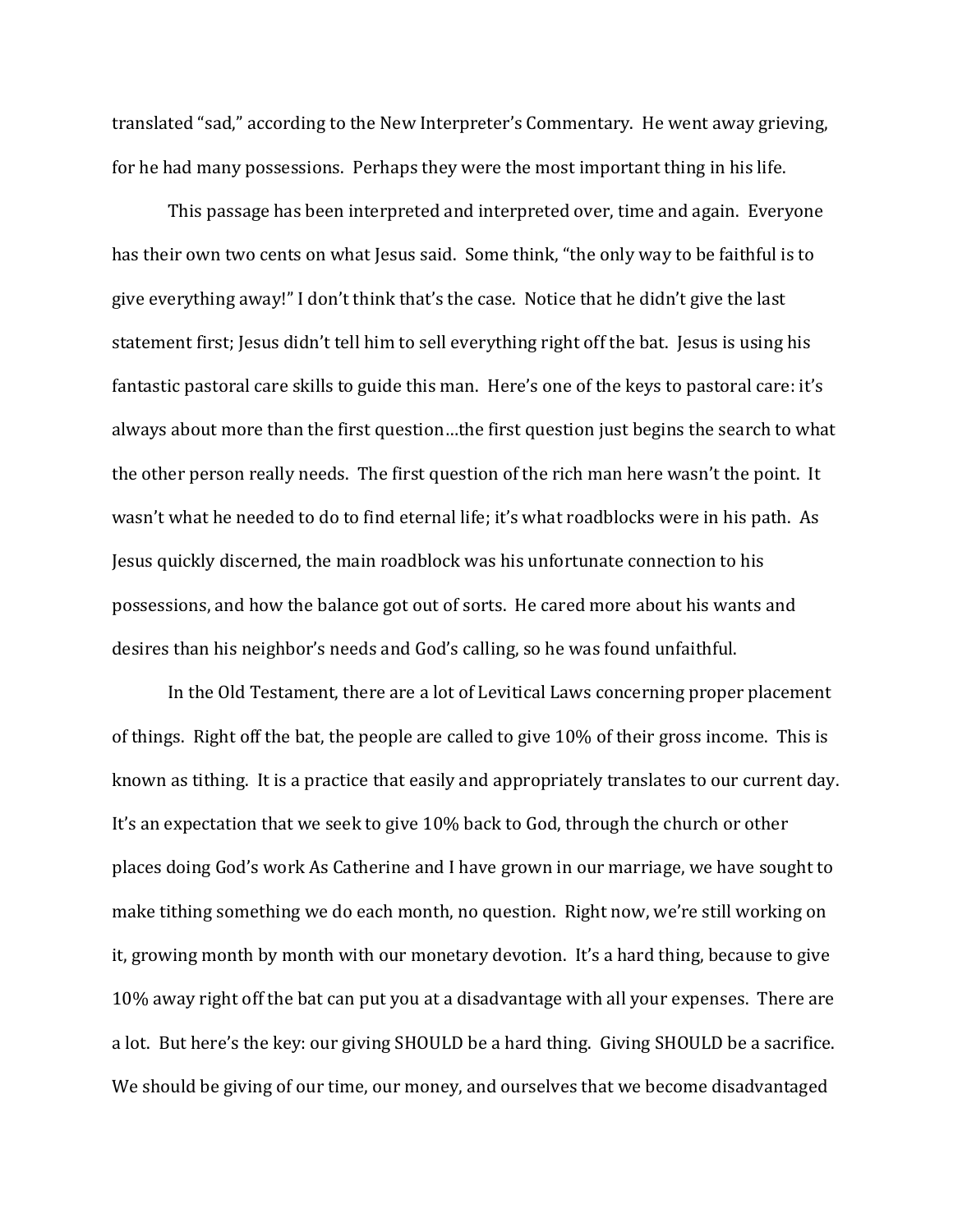translated "sad," according to the New Interpreter's Commentary. He went away grieving, for he had many possessions. Perhaps they were the most important thing in his life.

This passage has been interpreted and interpreted over, time and again. Everyone has their own two cents on what Jesus said. Some think, "the only way to be faithful is to give everything away!" I don't think that's the case. Notice that he didn't give the last statement first; Jesus didn't tell him to sell everything right off the bat. Jesus is using his fantastic pastoral care skills to guide this man. Here's one of the keys to pastoral care: it's always about more than the first question…the first question just begins the search to what the other person really needs. The first question of the rich man here wasn't the point. It wasn't what he needed to do to find eternal life; it's what roadblocks were in his path. As Jesus quickly discerned, the main roadblock was his unfortunate connection to his possessions, and how the balance got out of sorts. He cared more about his wants and desires than his neighbor's needs and God's calling, so he was found unfaithful.

In the Old Testament, there are a lot of Levitical Laws concerning proper placement of things. Right off the bat, the people are called to give 10% of their gross income. This is known as tithing. It is a practice that easily and appropriately translates to our current day. It's an expectation that we seek to give 10% back to God, through the church or other places doing God's work As Catherine and I have grown in our marriage, we have sought to make tithing something we do each month, no question. Right now, we're still working on it, growing month by month with our monetary devotion. It's a hard thing, because to give 10% away right off the bat can put you at a disadvantage with all your expenses. There are a lot. But here's the key: our giving SHOULD be a hard thing. Giving SHOULD be a sacrifice. We should be giving of our time, our money, and ourselves that we become disadvantaged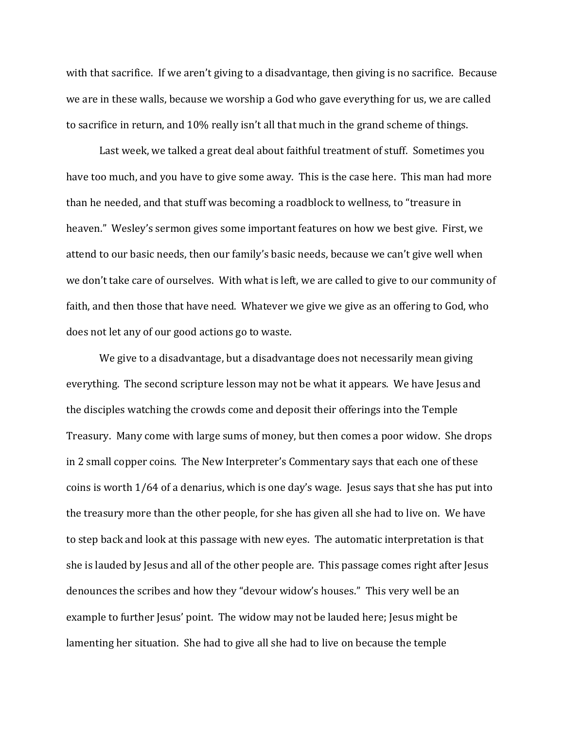with that sacrifice. If we aren't giving to a disadvantage, then giving is no sacrifice. Because we are in these walls, because we worship a God who gave everything for us, we are called to sacrifice in return, and 10% really isn't all that much in the grand scheme of things.

Last week, we talked a great deal about faithful treatment of stuff. Sometimes you have too much, and you have to give some away. This is the case here. This man had more than he needed, and that stuff was becoming a roadblock to wellness, to "treasure in heaven." Wesley's sermon gives some important features on how we best give. First, we attend to our basic needs, then our family's basic needs, because we can't give well when we don't take care of ourselves. With what is left, we are called to give to our community of faith, and then those that have need. Whatever we give we give as an offering to God, who does not let any of our good actions go to waste.

We give to a disadvantage, but a disadvantage does not necessarily mean giving everything. The second scripture lesson may not be what it appears. We have Jesus and the disciples watching the crowds come and deposit their offerings into the Temple Treasury. Many come with large sums of money, but then comes a poor widow. She drops in 2 small copper coins. The New Interpreter's Commentary says that each one of these coins is worth 1/64 of a denarius, which is one day's wage. Jesus says that she has put into the treasury more than the other people, for she has given all she had to live on. We have to step back and look at this passage with new eyes. The automatic interpretation is that she is lauded by Jesus and all of the other people are. This passage comes right after Jesus denounces the scribes and how they "devour widow's houses." This very well be an example to further Jesus' point. The widow may not be lauded here; Jesus might be lamenting her situation. She had to give all she had to live on because the temple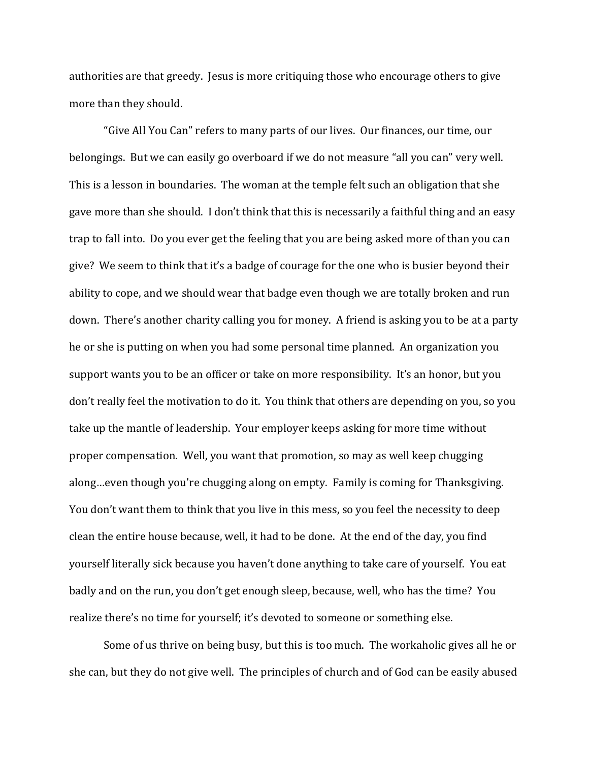authorities are that greedy. Jesus is more critiquing those who encourage others to give more than they should.

"Give All You Can" refers to many parts of our lives. Our finances, our time, our belongings. But we can easily go overboard if we do not measure "all you can" very well. This is a lesson in boundaries. The woman at the temple felt such an obligation that she gave more than she should. I don't think that this is necessarily a faithful thing and an easy trap to fall into. Do you ever get the feeling that you are being asked more of than you can give? We seem to think that it's a badge of courage for the one who is busier beyond their ability to cope, and we should wear that badge even though we are totally broken and run down. There's another charity calling you for money. A friend is asking you to be at a party he or she is putting on when you had some personal time planned. An organization you support wants you to be an officer or take on more responsibility. It's an honor, but you don't really feel the motivation to do it. You think that others are depending on you, so you take up the mantle of leadership. Your employer keeps asking for more time without proper compensation. Well, you want that promotion, so may as well keep chugging along…even though you're chugging along on empty. Family is coming for Thanksgiving. You don't want them to think that you live in this mess, so you feel the necessity to deep clean the entire house because, well, it had to be done. At the end of the day, you find yourself literally sick because you haven't done anything to take care of yourself. You eat badly and on the run, you don't get enough sleep, because, well, who has the time? You realize there's no time for yourself; it's devoted to someone or something else.

Some of us thrive on being busy, but this is too much. The workaholic gives all he or she can, but they do not give well. The principles of church and of God can be easily abused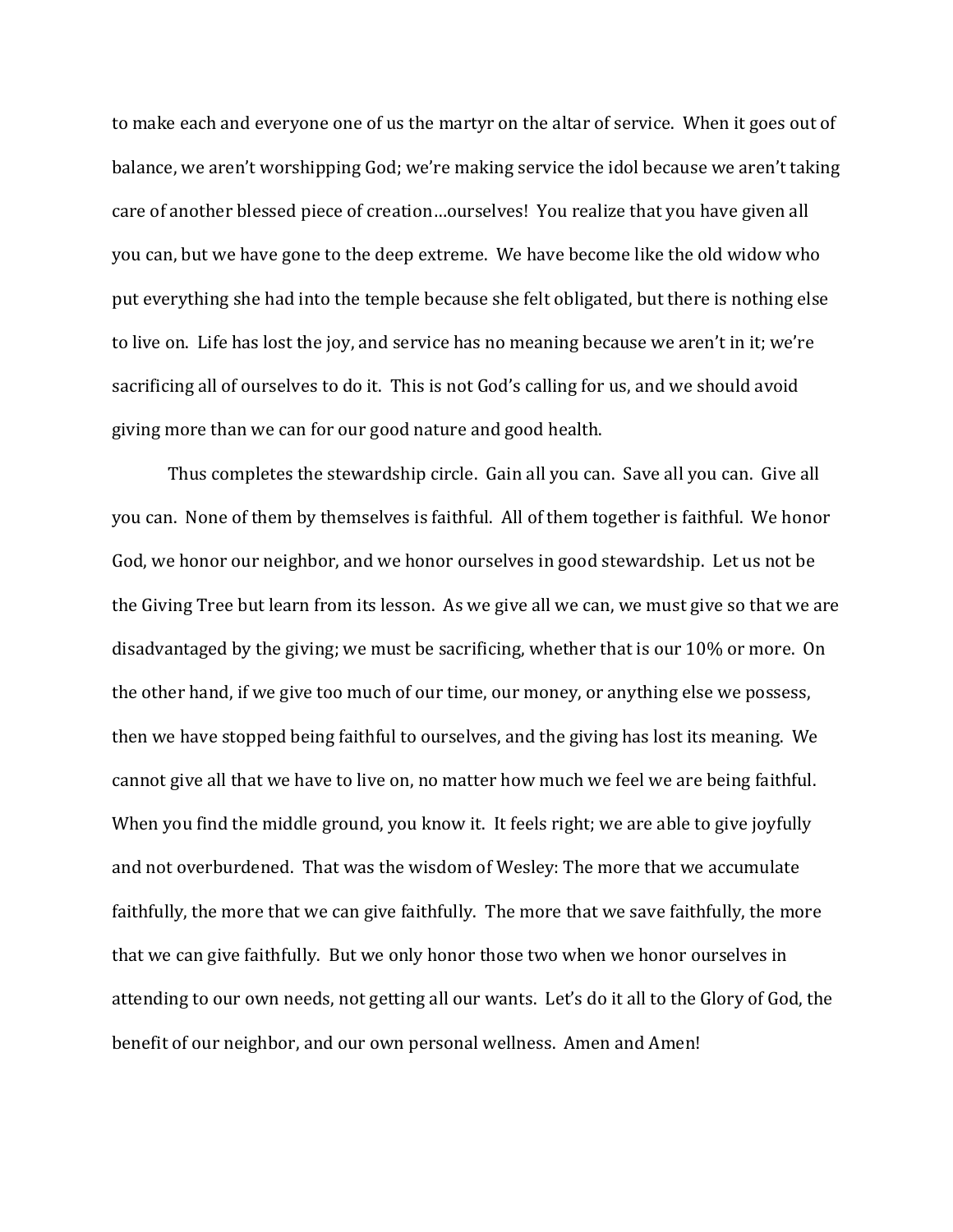to make each and everyone one of us the martyr on the altar of service. When it goes out of balance, we aren't worshipping God; we're making service the idol because we aren't taking care of another blessed piece of creation…ourselves! You realize that you have given all you can, but we have gone to the deep extreme. We have become like the old widow who put everything she had into the temple because she felt obligated, but there is nothing else to live on. Life has lost the joy, and service has no meaning because we aren't in it; we're sacrificing all of ourselves to do it. This is not God's calling for us, and we should avoid giving more than we can for our good nature and good health.

Thus completes the stewardship circle. Gain all you can. Save all you can. Give all you can. None of them by themselves is faithful. All of them together is faithful. We honor God, we honor our neighbor, and we honor ourselves in good stewardship. Let us not be the Giving Tree but learn from its lesson. As we give all we can, we must give so that we are disadvantaged by the giving; we must be sacrificing, whether that is our 10% or more. On the other hand, if we give too much of our time, our money, or anything else we possess, then we have stopped being faithful to ourselves, and the giving has lost its meaning. We cannot give all that we have to live on, no matter how much we feel we are being faithful. When you find the middle ground, you know it. It feels right; we are able to give joyfully and not overburdened. That was the wisdom of Wesley: The more that we accumulate faithfully, the more that we can give faithfully. The more that we save faithfully, the more that we can give faithfully. But we only honor those two when we honor ourselves in attending to our own needs, not getting all our wants. Let's do it all to the Glory of God, the benefit of our neighbor, and our own personal wellness. Amen and Amen!